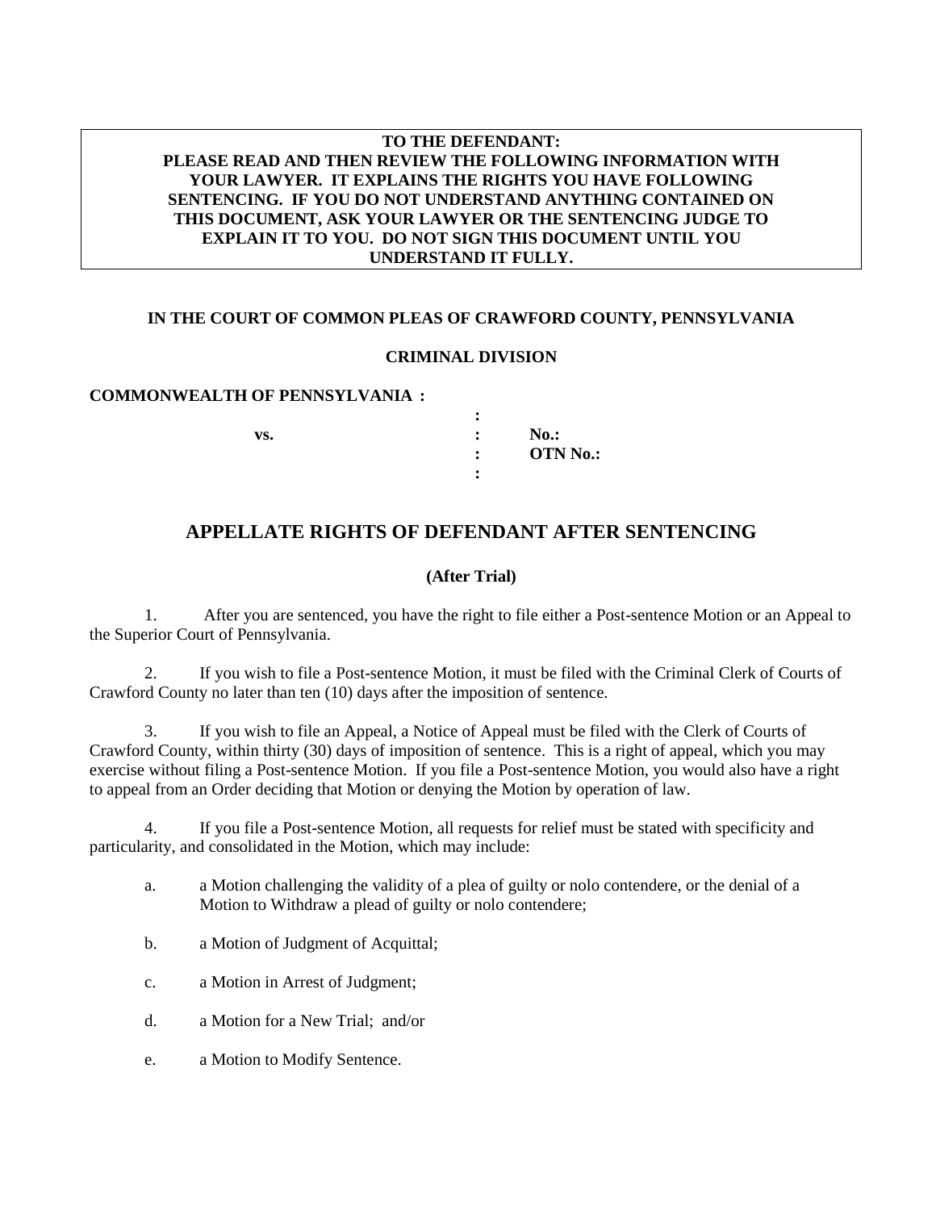**TO THE DEFENDANT:**
**PLEASE READ AND THEN REVIEW THE FOLLOWING INFORMATION WITH YOUR LAWYER. IT EXPLAINS THE RIGHTS YOU HAVE FOLLOWING SENTENCING. IF YOU DO NOT UNDERSTAND ANYTHING CONTAINED ON THIS DOCUMENT, ASK YOUR LAWYER OR THE SENTENCING JUDGE TO EXPLAIN IT TO YOU. DO NOT SIGN THIS DOCUMENT UNTIL YOU UNDERSTAND IT FULLY.**

**IN THE COURT OF COMMON PLEAS OF CRAWFORD COUNTY, PENNSYLVANIA**

**CRIMINAL DIVISION**

**COMMONWEALTH OF PENNSYLVANIA :**
**:**
**vs. : No.:**
**: OTN No.:**
**:**

## APPELLATE RIGHTS OF DEFENDANT AFTER SENTENCING

**(After Trial)**

1. After you are sentenced, you have the right to file either a Post-sentence Motion or an Appeal to the Superior Court of Pennsylvania.

2. If you wish to file a Post-sentence Motion, it must be filed with the Criminal Clerk of Courts of Crawford County no later than ten (10) days after the imposition of sentence.

3. If you wish to file an Appeal, a Notice of Appeal must be filed with the Clerk of Courts of Crawford County, within thirty (30) days of imposition of sentence. This is a right of appeal, which you may exercise without filing a Post-sentence Motion. If you file a Post-sentence Motion, you would also have a right to appeal from an Order deciding that Motion or denying the Motion by operation of law.

4. If you file a Post-sentence Motion, all requests for relief must be stated with specificity and particularity, and consolidated in the Motion, which may include:

   a. a Motion challenging the validity of a plea of guilty or nolo contendere, or the denial of a Motion to Withdraw a plead of guilty or nolo contendere;

   b. a Motion of Judgment of Acquittal;

   c. a Motion in Arrest of Judgment;

   d. a Motion for a New Trial; and/or

   e. a Motion to Modify Sentence.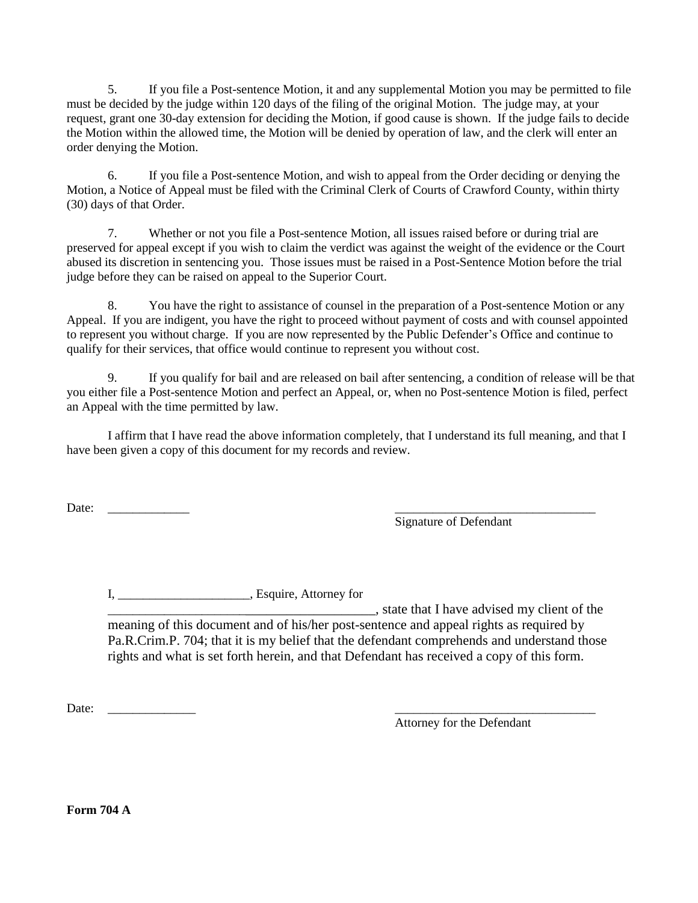5. If you file a Post-sentence Motion, it and any supplemental Motion you may be permitted to file must be decided by the judge within 120 days of the filing of the original Motion. The judge may, at your request, grant one 30-day extension for deciding the Motion, if good cause is shown. If the judge fails to decide the Motion within the allowed time, the Motion will be denied by operation of law, and the clerk will enter an order denying the Motion.

6. If you file a Post-sentence Motion, and wish to appeal from the Order deciding or denying the Motion, a Notice of Appeal must be filed with the Criminal Clerk of Courts of Crawford County, within thirty (30) days of that Order.

7. Whether or not you file a Post-sentence Motion, all issues raised before or during trial are preserved for appeal except if you wish to claim the verdict was against the weight of the evidence or the Court abused its discretion in sentencing you. Those issues must be raised in a Post-Sentence Motion before the trial judge before they can be raised on appeal to the Superior Court.

8. You have the right to assistance of counsel in the preparation of a Post-sentence Motion or any Appeal. If you are indigent, you have the right to proceed without payment of costs and with counsel appointed to represent you without charge. If you are now represented by the Public Defender's Office and continue to qualify for their services, that office would continue to represent you without cost.

9. If you qualify for bail and are released on bail after sentencing, a condition of release will be that you either file a Post-sentence Motion and perfect an Appeal, or, when no Post-sentence Motion is filed, perfect an Appeal with the time permitted by law.

I affirm that I have read the above information completely, that I understand its full meaning, and that I have been given a copy of this document for my records and review.

Date: _____________ \_\_\_\_\_\_\_\_\_\_\_\_\_\_\_\_\_\_\_\_\_\_\_\_\_\_\_\_\_\_\_\_

Signature of Defendant

I, _____________________, Esquire, Attorney for __________________________________________, state that I have advised my client of the meaning of this document and of his/her post-sentence and appeal rights as required by Pa.R.Crim.P. 704; that it is my belief that the defendant comprehends and understand those rights and what is set forth herein, and that Defendant has received a copy of this form.

Date: ______________ \_\_\_\_\_\_\_\_\_\_\_\_\_\_\_\_\_\_\_\_\_\_\_\_\_\_\_\_\_\_\_\_

Attorney for the Defendant

**Form 704 A**